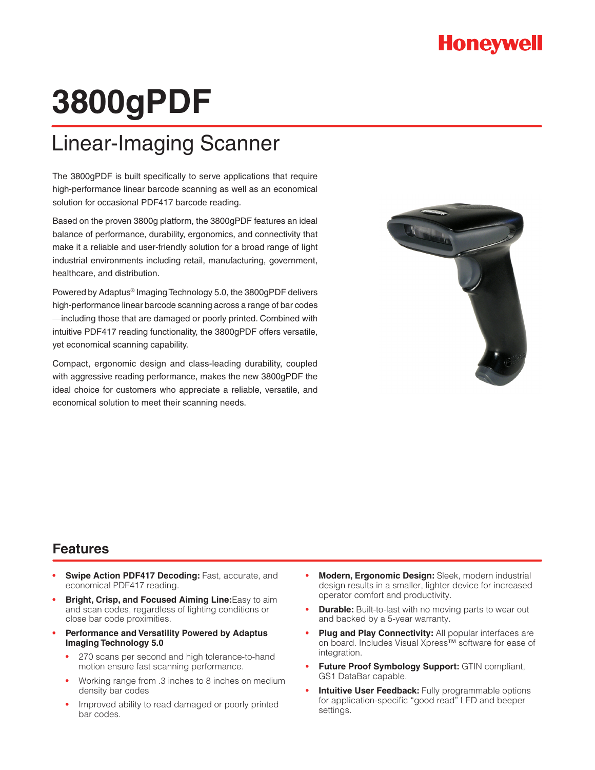Honeywell

# 3800gPDF

## Linear-Imaging Scanner

The 3800gPDF is built specifically to serve applications that require high-performance linear barcode scanning as well as an economical solution for occasional PDF417 barcode reading.

Based on the proven 3800g platform, the 3800gPDF features an ideal balance of performance, durability, ergonomics, and connectivity that make it a reliable and user-friendly solution for a broad range of light industrial environments including retail, manufacturing, government, healthcare, and distribution.

Powered by Adaptus® Imaging Technology 5.0, the 3800gPDF delivers high-performance linear barcode scanning across a range of bar codes —including those that are damaged or poorly printed. Combined with intuitive PDF417 reading functionality, the 3800gPDF offers versatile, yet economical scanning capability.

Compact, ergonomic design and class-leading durability, coupled with aggressive reading performance, makes the new 3800gPDF the ideal choice for customers who appreciate a reliable, versatile, and economical solution to meet their scanning needs.

## Features

- **Swipe Action PDF417 Decoding:** Fast, accurate, and economical PDF417 reading.
- **Bright, Crisp, and Focused Aiming Line:** Easy to aim and scan codes, regardless of lighting conditions or close bar code proximities.
- **Performance and Versatility Powered by Adaptus Imaging Technology 5.0**
  - 270 scans per second and high tolerance-to-hand motion ensure fast scanning performance.
  - Working range from .3 inches to 8 inches on medium density bar codes
  - Improved ability to read damaged or poorly printed bar codes.
- **Modern, Ergonomic Design:** Sleek, modern industrial design results in a smaller, lighter device for increased operator comfort and productivity.
- **Durable:** Built-to-last with no moving parts to wear out and backed by a 5-year warranty.
- **Plug and Play Connectivity:** All popular interfaces are on board. Includes Visual Xpress™ software for ease of integration.
- **Future Proof Symbology Support:** GTIN compliant, GS1 DataBar capable.
- **Intuitive User Feedback:** Fully programmable options for application-specific "good read" LED and beeper settings.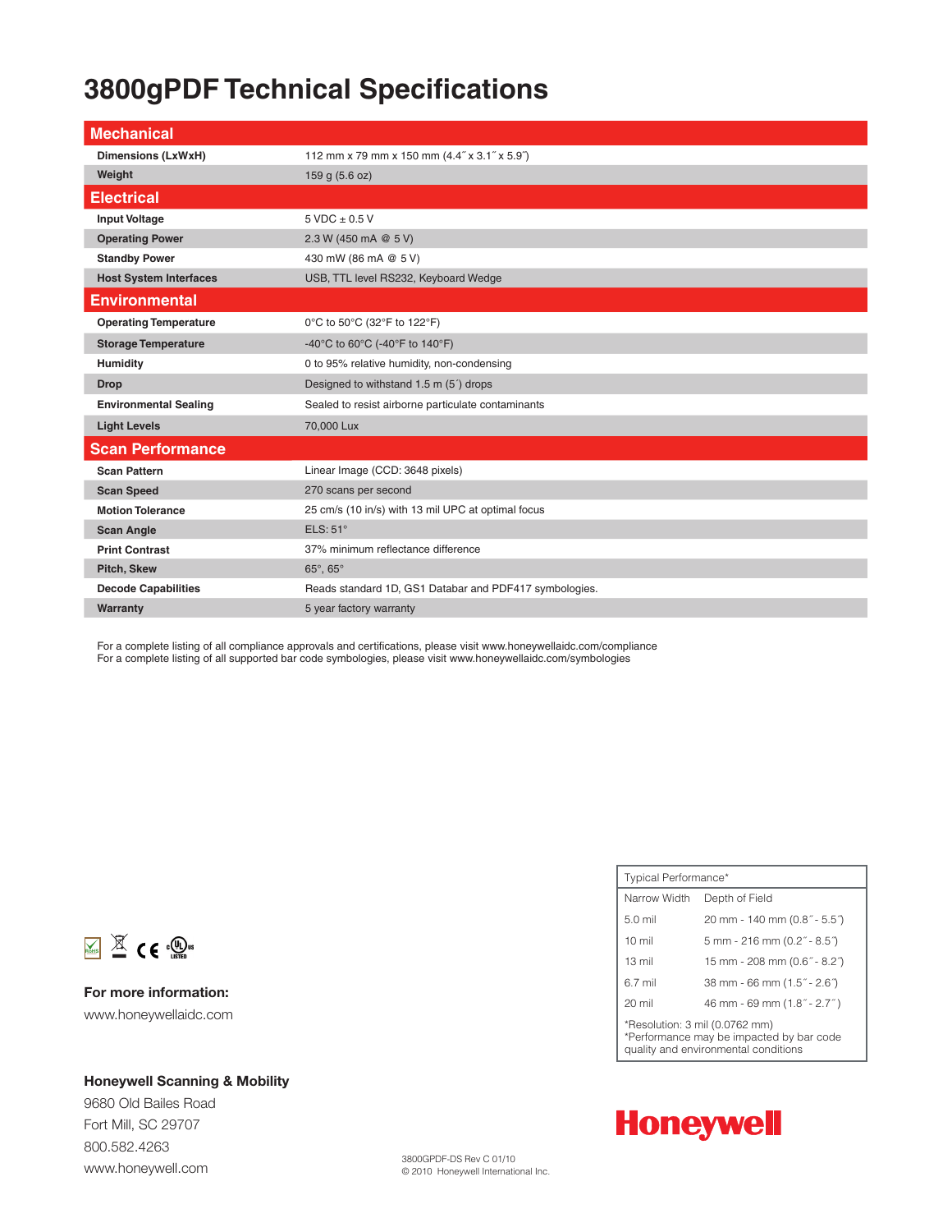# 3800gPDF Technical Specifications

| | |
|---|---|
| **Mechanical** | |
| **Dimensions (LxWxH)** | 112 mm x 79 mm x 150 mm (4.4˝ x 3.1˝ x 5.9˝) |
| **Weight** | 159 g (5.6 oz) |
| **Electrical** | |
| **Input Voltage** | 5 VDC ± 0.5 V |
| **Operating Power** | 2.3 W (450 mA @ 5 V) |
| **Standby Power** | 430 mW (86 mA @ 5 V) |
| **Host System Interfaces** | USB, TTL level RS232, Keyboard Wedge |
| **Environmental** | |
| **Operating Temperature** | 0°C to 50°C (32°F to 122°F) |
| **Storage Temperature** | -40°C to 60°C (-40°F to 140°F) |
| **Humidity** | 0 to 95% relative humidity, non-condensing |
| **Drop** | Designed to withstand 1.5 m (5´) drops |
| **Environmental Sealing** | Sealed to resist airborne particulate contaminants |
| **Light Levels** | 70,000 Lux |
| **Scan Performance** | |
| **Scan Pattern** | Linear Image (CCD: 3648 pixels) |
| **Scan Speed** | 270 scans per second |
| **Motion Tolerance** | 25 cm/s (10 in/s) with 13 mil UPC at optimal focus |
| **Scan Angle** | ELS: 51° |
| **Print Contrast** | 37% minimum reflectance difference |
| **Pitch, Skew** | 65°, 65° |
| **Decode Capabilities** | Reads standard 1D, GS1 Databar and PDF417 symbologies. |
| **Warranty** | 5 year factory warranty |

For a complete listing of all compliance approvals and certifications, please visit www.honeywellaidc.com/compliance
For a complete listing of all supported bar code symbologies, please visit www.honeywellaidc.com/symbologies

| Typical Performance* | |
|---|---|
| Narrow Width | Depth of Field |
| 5.0 mil | 20 mm - 140 mm (0.8˝ - 5.5˝) |
| 10 mil | 5 mm - 216 mm (0.2˝ - 8.5˝) |
| 13 mil | 15 mm - 208 mm (0.6˝ - 8.2˝) |
| 6.7 mil | 38 mm - 66 mm (1.5˝ - 2.6˝) |
| 20 mil | 46 mm - 69 mm (1.8˝ - 2.7˝) |

*Resolution: 3 mil (0.0762 mm)
*Performance may be impacted by bar code quality and environmental conditions

**For more information:**
www.honeywellaidc.com

**Honeywell Scanning & Mobility**
9680 Old Bailes Road
Fort Mill, SC 29707
800.582.4263
www.honeywell.com

3800GPDF-DS Rev C 01/10
© 2010 Honeywell International Inc.

Honeywell